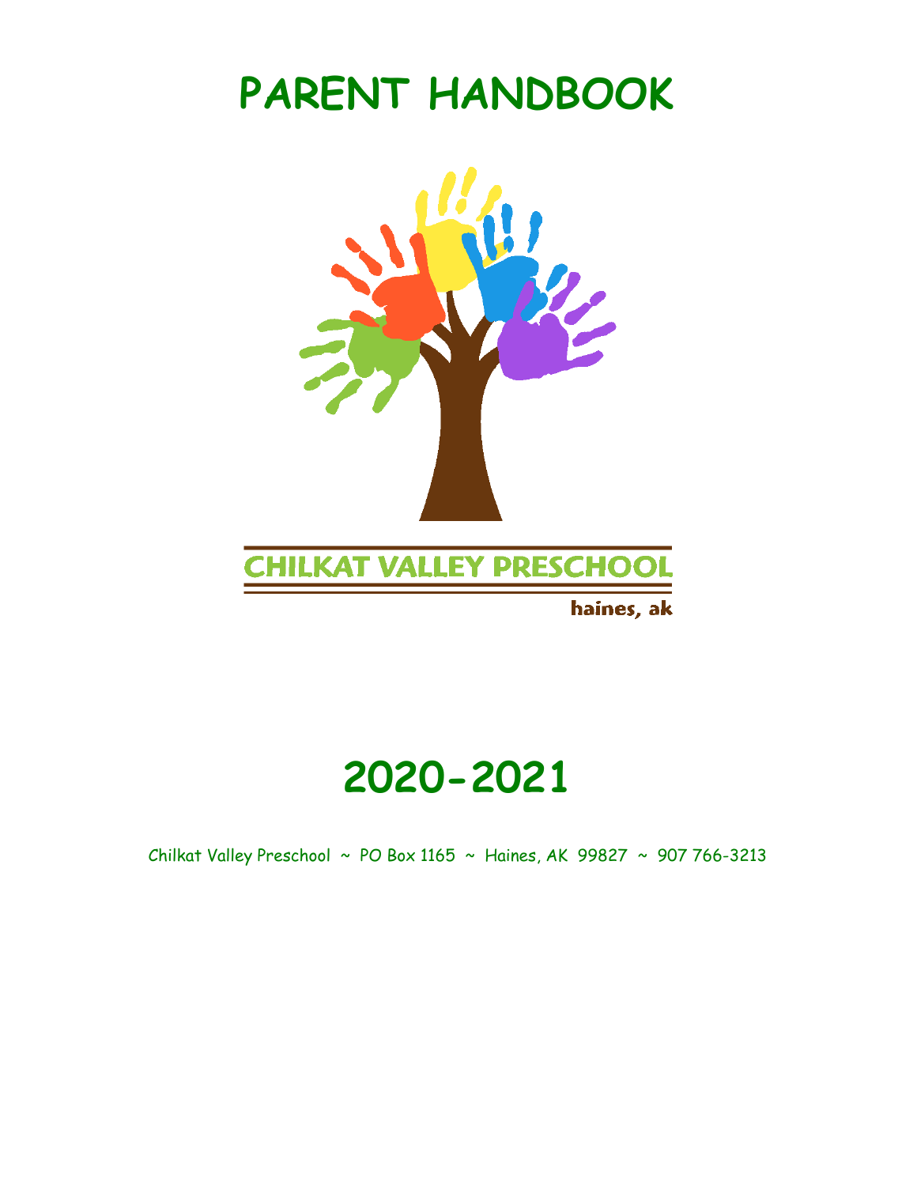# PARENT HANDBOOK

CHILKAT VALLEY PRESCHOOL

haines, ak

# 2020-2021

Chilkat Valley Preschool ~ PO Box 1165 ~ Haines, AK 99827 ~ 907 766-3213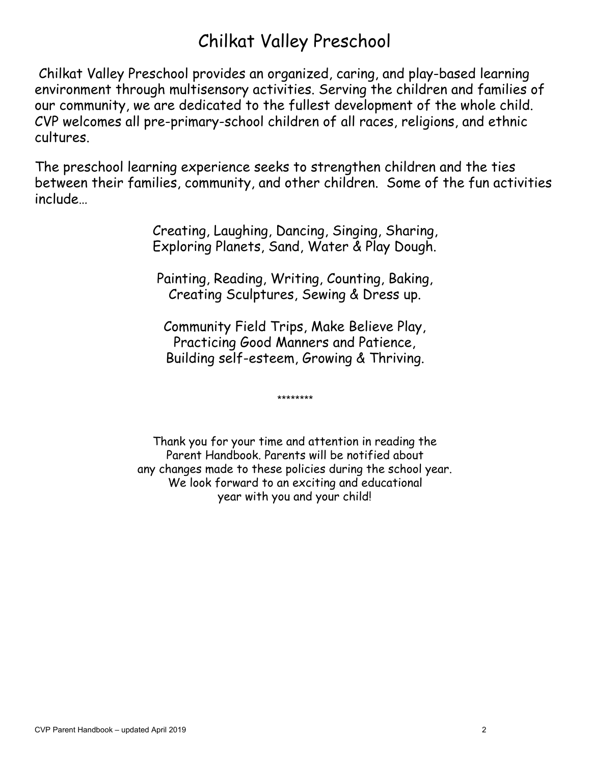# Chilkat Valley Preschool

Chilkat Valley Preschool provides an organized, caring, and play-based learning environment through multisensory activities. Serving the children and families of our community, we are dedicated to the fullest development of the whole child. CVP welcomes all pre-primary-school children of all races, religions, and ethnic cultures.

The preschool learning experience seeks to strengthen children and the ties between their families, community, and other children. Some of the fun activities include…

Creating, Laughing, Dancing, Singing, Sharing,
Exploring Planets, Sand, Water & Play Dough.

Painting, Reading, Writing, Counting, Baking,
Creating Sculptures, Sewing & Dress up.

Community Field Trips, Make Believe Play,
Practicing Good Manners and Patience,
Building self-esteem, Growing & Thriving.

********

Thank you for your time and attention in reading the Parent Handbook. Parents will be notified about any changes made to these policies during the school year. We look forward to an exciting and educational year with you and your child!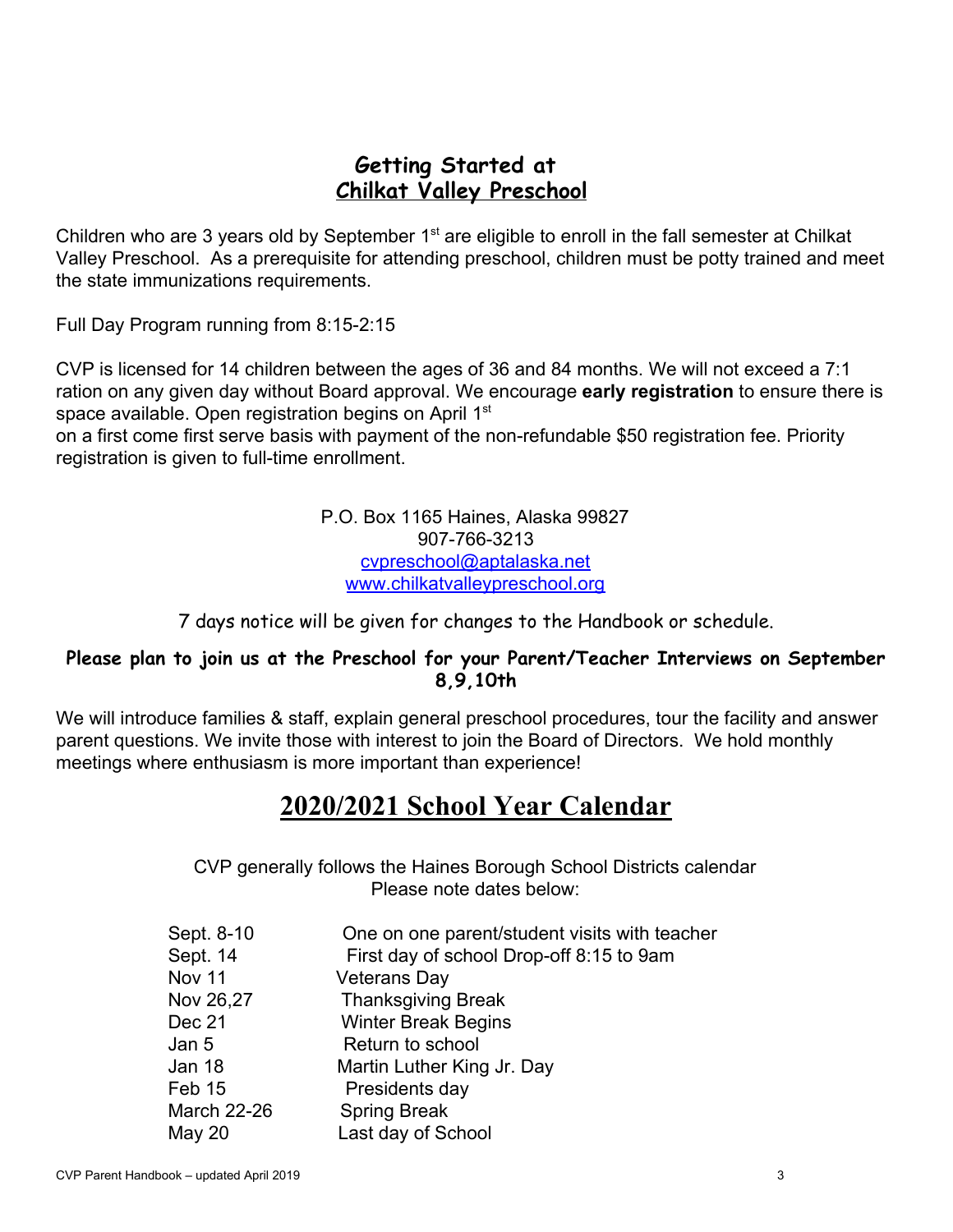## Getting Started at
## Chilkat Valley Preschool

Children who are 3 years old by September 1st are eligible to enroll in the fall semester at Chilkat Valley Preschool. As a prerequisite for attending preschool, children must be potty trained and meet the state immunizations requirements.

Full Day Program running from 8:15-2:15

CVP is licensed for 14 children between the ages of 36 and 84 months. We will not exceed a 7:1 ration on any given day without Board approval. We encourage **early registration** to ensure there is space available. Open registration begins on April 1st
on a first come first serve basis with payment of the non-refundable $50 registration fee. Priority registration is given to full-time enrollment.

P.O. Box 1165 Haines, Alaska 99827
907-766-3213
cvpreschool@aptalaska.net
www.chilkatvalleypreschool.org

7 days notice will be given for changes to the Handbook or schedule.

**Please plan to join us at the Preschool for your Parent/Teacher Interviews on September 8,9,10th**

We will introduce families & staff, explain general preschool procedures, tour the facility and answer parent questions. We invite those with interest to join the Board of Directors. We hold monthly meetings where enthusiasm is more important than experience!

# 2020/2021 School Year Calendar

CVP generally follows the Haines Borough School Districts calendar
Please note dates below:

| | |
|---|---|
| Sept. 8-10 | One on one parent/student visits with teacher |
| Sept. 14 | First day of school Drop-off 8:15 to 9am |
| Nov 11 | Veterans Day |
| Nov 26,27 | Thanksgiving Break |
| Dec 21 | Winter Break Begins |
| Jan 5 | Return to school |
| Jan 18 | Martin Luther King Jr. Day |
| Feb 15 | Presidents day |
| March 22-26 | Spring Break |
| May 20 | Last day of School |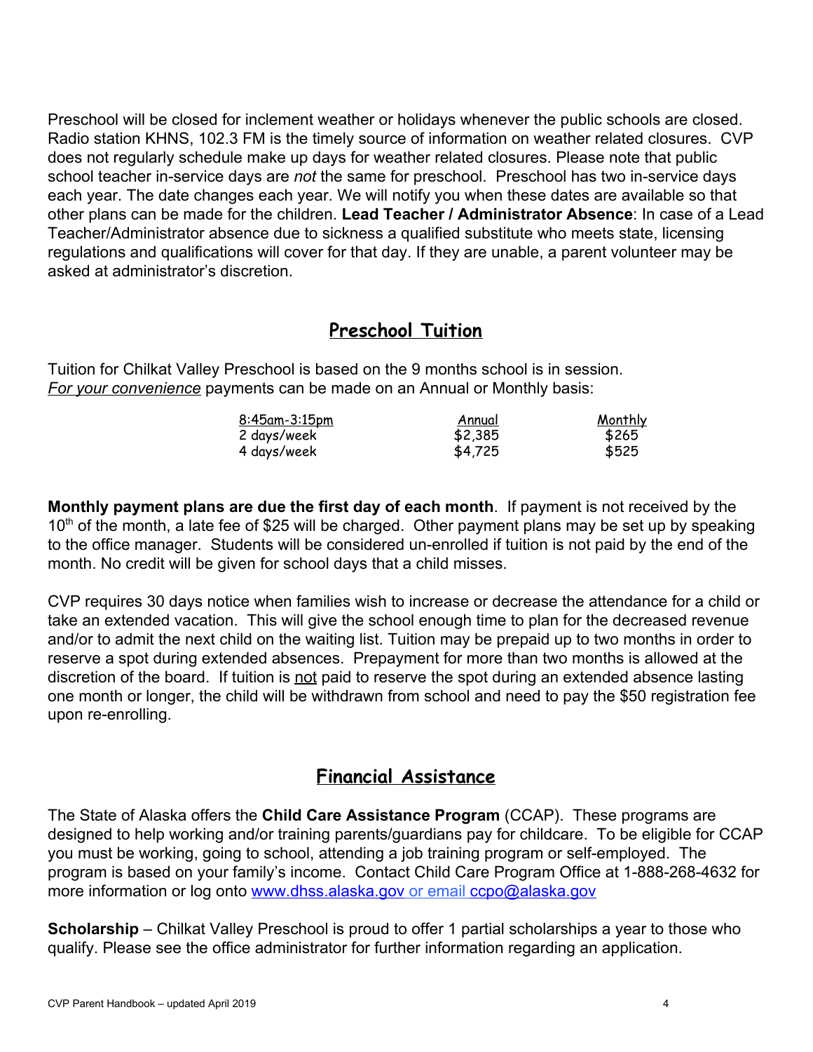Preschool will be closed for inclement weather or holidays whenever the public schools are closed. Radio station KHNS, 102.3 FM is the timely source of information on weather related closures. CVP does not regularly schedule make up days for weather related closures. Please note that public school teacher in-service days are *not* the same for preschool. Preschool has two in-service days each year. The date changes each year. We will notify you when these dates are available so that other plans can be made for the children. **Lead Teacher / Administrator Absence**: In case of a Lead Teacher/Administrator absence due to sickness a qualified substitute who meets state, licensing regulations and qualifications will cover for that day. If they are unable, a parent volunteer may be asked at administrator's discretion.

## Preschool Tuition

Tuition for Chilkat Valley Preschool is based on the 9 months school is in session. *For your convenience* payments can be made on an Annual or Monthly basis:

| 8:45am-3:15pm | Annual | Monthly |
|---|---|---|
| 2 days/week | $2,385 | $265 |
| 4 days/week | $4,725 | $525 |

**Monthly payment plans are due the first day of each month**. If payment is not received by the 10th of the month, a late fee of $25 will be charged. Other payment plans may be set up by speaking to the office manager. Students will be considered un-enrolled if tuition is not paid by the end of the month. No credit will be given for school days that a child misses.

CVP requires 30 days notice when families wish to increase or decrease the attendance for a child or take an extended vacation. This will give the school enough time to plan for the decreased revenue and/or to admit the next child on the waiting list. Tuition may be prepaid up to two months in order to reserve a spot during extended absences. Prepayment for more than two months is allowed at the discretion of the board. If tuition is not paid to reserve the spot during an extended absence lasting one month or longer, the child will be withdrawn from school and need to pay the $50 registration fee upon re-enrolling.

## Financial Assistance

The State of Alaska offers the **Child Care Assistance Program** (CCAP). These programs are designed to help working and/or training parents/guardians pay for childcare. To be eligible for CCAP you must be working, going to school, attending a job training program or self-employed. The program is based on your family's income. Contact Child Care Program Office at 1-888-268-4632 for more information or log onto www.dhss.alaska.gov or email ccpo@alaska.gov

**Scholarship** – Chilkat Valley Preschool is proud to offer 1 partial scholarships a year to those who qualify. Please see the office administrator for further information regarding an application.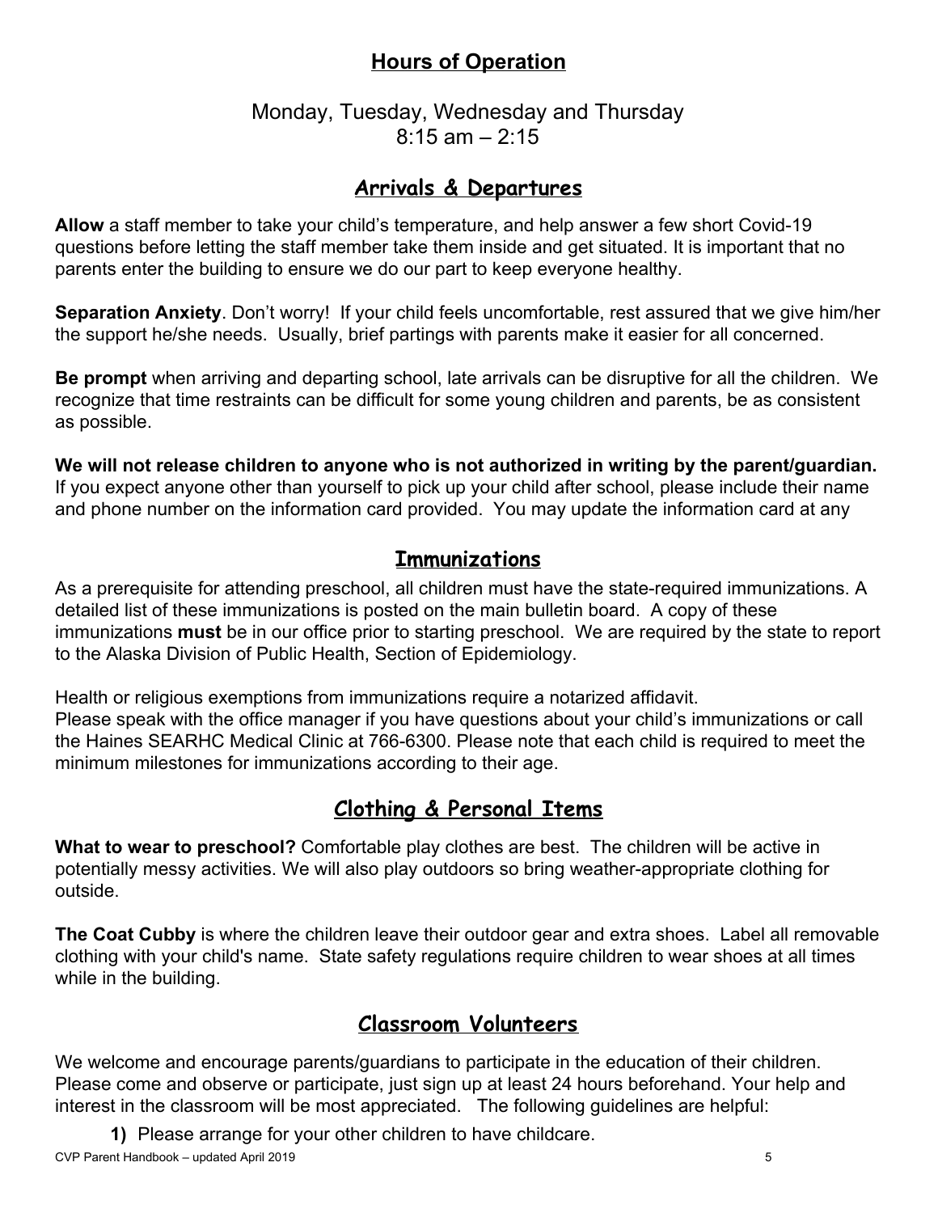## Hours of Operation

Monday, Tuesday, Wednesday and Thursday
8:15 am – 2:15

## Arrivals & Departures

**Allow** a staff member to take your child's temperature, and help answer a few short Covid-19 questions before letting the staff member take them inside and get situated. It is important that no parents enter the building to ensure we do our part to keep everyone healthy.

**Separation Anxiety**. Don't worry! If your child feels uncomfortable, rest assured that we give him/her the support he/she needs. Usually, brief partings with parents make it easier for all concerned.

**Be prompt** when arriving and departing school, late arrivals can be disruptive for all the children. We recognize that time restraints can be difficult for some young children and parents, be as consistent as possible.

**We will not release children to anyone who is not authorized in writing by the parent/guardian.** If you expect anyone other than yourself to pick up your child after school, please include their name and phone number on the information card provided. You may update the information card at any

## Immunizations

As a prerequisite for attending preschool, all children must have the state-required immunizations. A detailed list of these immunizations is posted on the main bulletin board. A copy of these immunizations **must** be in our office prior to starting preschool. We are required by the state to report to the Alaska Division of Public Health, Section of Epidemiology.

Health or religious exemptions from immunizations require a notarized affidavit.
Please speak with the office manager if you have questions about your child's immunizations or call the Haines SEARHC Medical Clinic at 766-6300. Please note that each child is required to meet the minimum milestones for immunizations according to their age.

## Clothing & Personal Items

**What to wear to preschool?** Comfortable play clothes are best. The children will be active in potentially messy activities. We will also play outdoors so bring weather-appropriate clothing for outside.

**The Coat Cubby** is where the children leave their outdoor gear and extra shoes. Label all removable clothing with your child's name. State safety regulations require children to wear shoes at all times while in the building.

## Classroom Volunteers

We welcome and encourage parents/guardians to participate in the education of their children. Please come and observe or participate, just sign up at least 24 hours beforehand. Your help and interest in the classroom will be most appreciated. The following guidelines are helpful:

1) Please arrange for your other children to have childcare.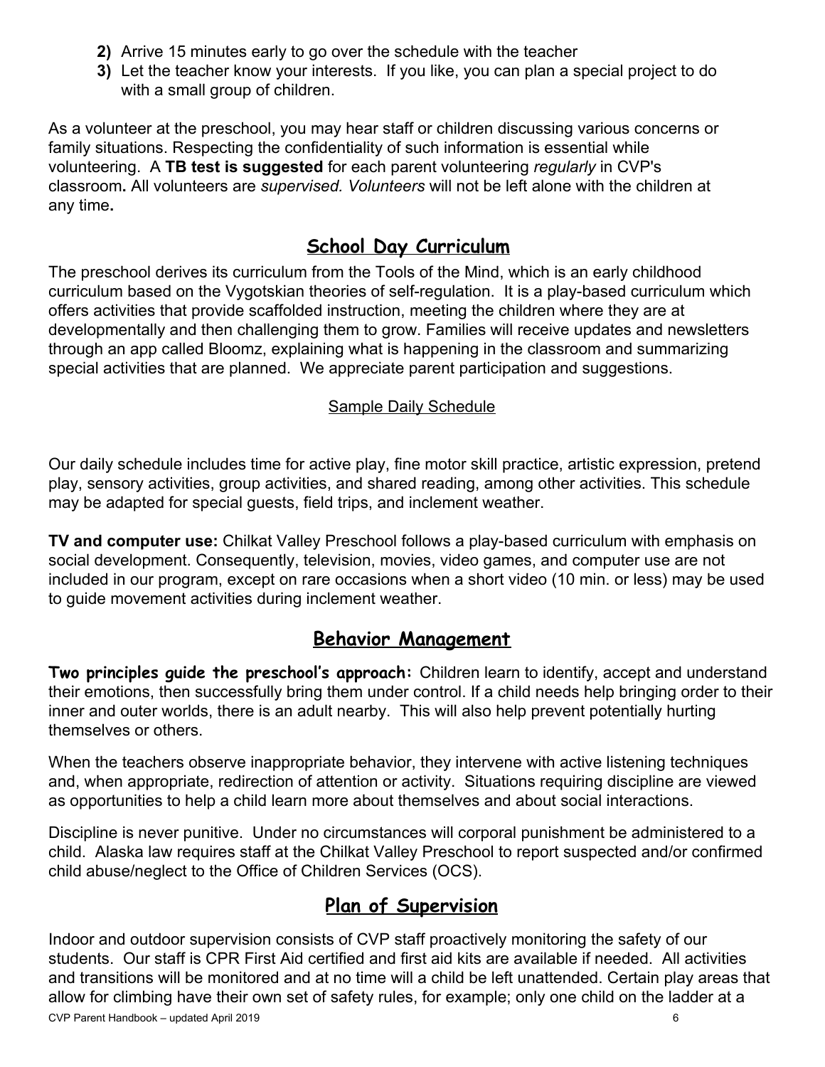2) Arrive 15 minutes early to go over the schedule with the teacher
3) Let the teacher know your interests. If you like, you can plan a special project to do with a small group of children.

As a volunteer at the preschool, you may hear staff or children discussing various concerns or family situations. Respecting the confidentiality of such information is essential while volunteering. A **TB test is suggested** for each parent volunteering *regularly* in CVP's classroom**.** All volunteers are *supervised. Volunteers* will not be left alone with the children at any time**.**

## School Day Curriculum

The preschool derives its curriculum from the Tools of the Mind, which is an early childhood curriculum based on the Vygotskian theories of self-regulation. It is a play-based curriculum which offers activities that provide scaffolded instruction, meeting the children where they are at developmentally and then challenging them to grow. Families will receive updates and newsletters through an app called Bloomz, explaining what is happening in the classroom and summarizing special activities that are planned. We appreciate parent participation and suggestions.

### Sample Daily Schedule

Our daily schedule includes time for active play, fine motor skill practice, artistic expression, pretend play, sensory activities, group activities, and shared reading, among other activities. This schedule may be adapted for special guests, field trips, and inclement weather.

**TV and computer use:** Chilkat Valley Preschool follows a play-based curriculum with emphasis on social development. Consequently, television, movies, video games, and computer use are not included in our program, except on rare occasions when a short video (10 min. or less) may be used to guide movement activities during inclement weather.

## Behavior Management

**Two principles guide the preschool's approach:** Children learn to identify, accept and understand their emotions, then successfully bring them under control. If a child needs help bringing order to their inner and outer worlds, there is an adult nearby. This will also help prevent potentially hurting themselves or others.

When the teachers observe inappropriate behavior, they intervene with active listening techniques and, when appropriate, redirection of attention or activity. Situations requiring discipline are viewed as opportunities to help a child learn more about themselves and about social interactions.

Discipline is never punitive. Under no circumstances will corporal punishment be administered to a child. Alaska law requires staff at the Chilkat Valley Preschool to report suspected and/or confirmed child abuse/neglect to the Office of Children Services (OCS).

## Plan of Supervision

Indoor and outdoor supervision consists of CVP staff proactively monitoring the safety of our students. Our staff is CPR First Aid certified and first aid kits are available if needed. All activities and transitions will be monitored and at no time will a child be left unattended. Certain play areas that allow for climbing have their own set of safety rules, for example; only one child on the ladder at a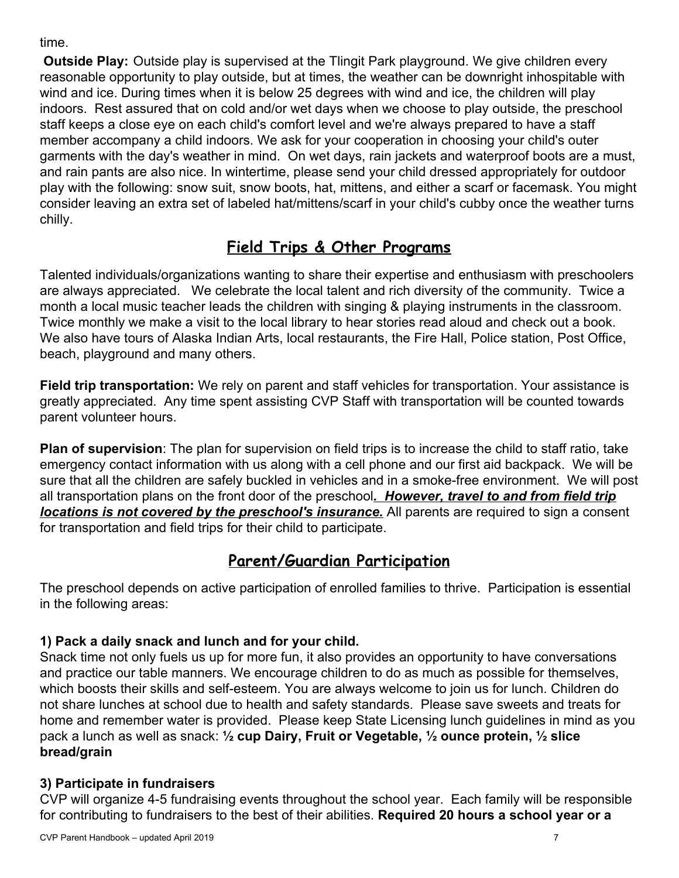time.

**Outside Play:** Outside play is supervised at the Tlingit Park playground. We give children every reasonable opportunity to play outside, but at times, the weather can be downright inhospitable with wind and ice. During times when it is below 25 degrees with wind and ice, the children will play indoors. Rest assured that on cold and/or wet days when we choose to play outside, the preschool staff keeps a close eye on each child's comfort level and we're always prepared to have a staff member accompany a child indoors. We ask for your cooperation in choosing your child's outer garments with the day's weather in mind. On wet days, rain jackets and waterproof boots are a must, and rain pants are also nice. In wintertime, please send your child dressed appropriately for outdoor play with the following: snow suit, snow boots, hat, mittens, and either a scarf or facemask. You might consider leaving an extra set of labeled hat/mittens/scarf in your child's cubby once the weather turns chilly.

## Field Trips & Other Programs

Talented individuals/organizations wanting to share their expertise and enthusiasm with preschoolers are always appreciated. We celebrate the local talent and rich diversity of the community. Twice a month a local music teacher leads the children with singing & playing instruments in the classroom. Twice monthly we make a visit to the local library to hear stories read aloud and check out a book. We also have tours of Alaska Indian Arts, local restaurants, the Fire Hall, Police station, Post Office, beach, playground and many others.

**Field trip transportation:** We rely on parent and staff vehicles for transportation. Your assistance is greatly appreciated. Any time spent assisting CVP Staff with transportation will be counted towards parent volunteer hours.

**Plan of supervision**: The plan for supervision on field trips is to increase the child to staff ratio, take emergency contact information with us along with a cell phone and our first aid backpack. We will be sure that all the children are safely buckled in vehicles and in a smoke-free environment. We will post all transportation plans on the front door of the preschool***. However, travel to and from field trip locations is not covered by the preschool's insurance.*** All parents are required to sign a consent for transportation and field trips for their child to participate.

## Parent/Guardian Participation

The preschool depends on active participation of enrolled families to thrive. Participation is essential in the following areas:

### 1) Pack a daily snack and lunch and for your child.

Snack time not only fuels us up for more fun, it also provides an opportunity to have conversations and practice our table manners. We encourage children to do as much as possible for themselves, which boosts their skills and self-esteem. You are always welcome to join us for lunch. Children do not share lunches at school due to health and safety standards. Please save sweets and treats for home and remember water is provided. Please keep State Licensing lunch guidelines in mind as you pack a lunch as well as snack: **½ cup Dairy, Fruit or Vegetable, ½ ounce protein, ½ slice bread/grain**

### 3) Participate in fundraisers

CVP will organize 4-5 fundraising events throughout the school year. Each family will be responsible for contributing to fundraisers to the best of their abilities. **Required 20 hours a school year or a**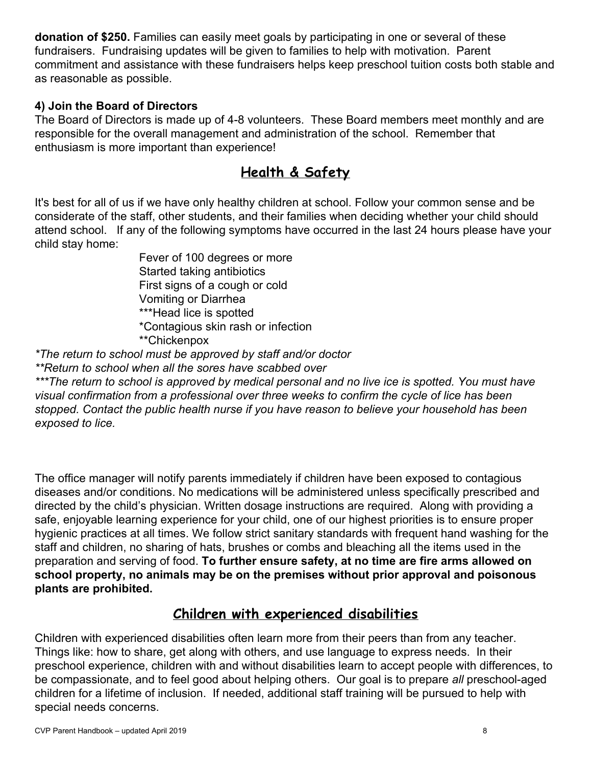**donation of $250.** Families can easily meet goals by participating in one or several of these fundraisers. Fundraising updates will be given to families to help with motivation. Parent commitment and assistance with these fundraisers helps keep preschool tuition costs both stable and as reasonable as possible.

**4) Join the Board of Directors**

The Board of Directors is made up of 4-8 volunteers. These Board members meet monthly and are responsible for the overall management and administration of the school. Remember that enthusiasm is more important than experience!

## Health & Safety

It's best for all of us if we have only healthy children at school. Follow your common sense and be considerate of the staff, other students, and their families when deciding whether your child should attend school. If any of the following symptoms have occurred in the last 24 hours please have your child stay home:

Fever of 100 degrees or more
Started taking antibiotics
First signs of a cough or cold
Vomiting or Diarrhea
***Head lice is spotted
*Contagious skin rash or infection
**Chickenpox

*\*The return to school must be approved by staff and/or doctor*
*\*\*Return to school when all the sores have scabbed over*
*\*\*\*The return to school is approved by medical personal and no live ice is spotted. You must have visual confirmation from a professional over three weeks to confirm the cycle of lice has been stopped. Contact the public health nurse if you have reason to believe your household has been exposed to lice.*

The office manager will notify parents immediately if children have been exposed to contagious diseases and/or conditions. No medications will be administered unless specifically prescribed and directed by the child's physician. Written dosage instructions are required. Along with providing a safe, enjoyable learning experience for your child, one of our highest priorities is to ensure proper hygienic practices at all times. We follow strict sanitary standards with frequent hand washing for the staff and children, no sharing of hats, brushes or combs and bleaching all the items used in the preparation and serving of food. **To further ensure safety, at no time are fire arms allowed on school property, no animals may be on the premises without prior approval and poisonous plants are prohibited.**

## Children with experienced disabilities

Children with experienced disabilities often learn more from their peers than from any teacher. Things like: how to share, get along with others, and use language to express needs. In their preschool experience, children with and without disabilities learn to accept people with differences, to be compassionate, and to feel good about helping others. Our goal is to prepare *all* preschool-aged children for a lifetime of inclusion. If needed, additional staff training will be pursued to help with special needs concerns.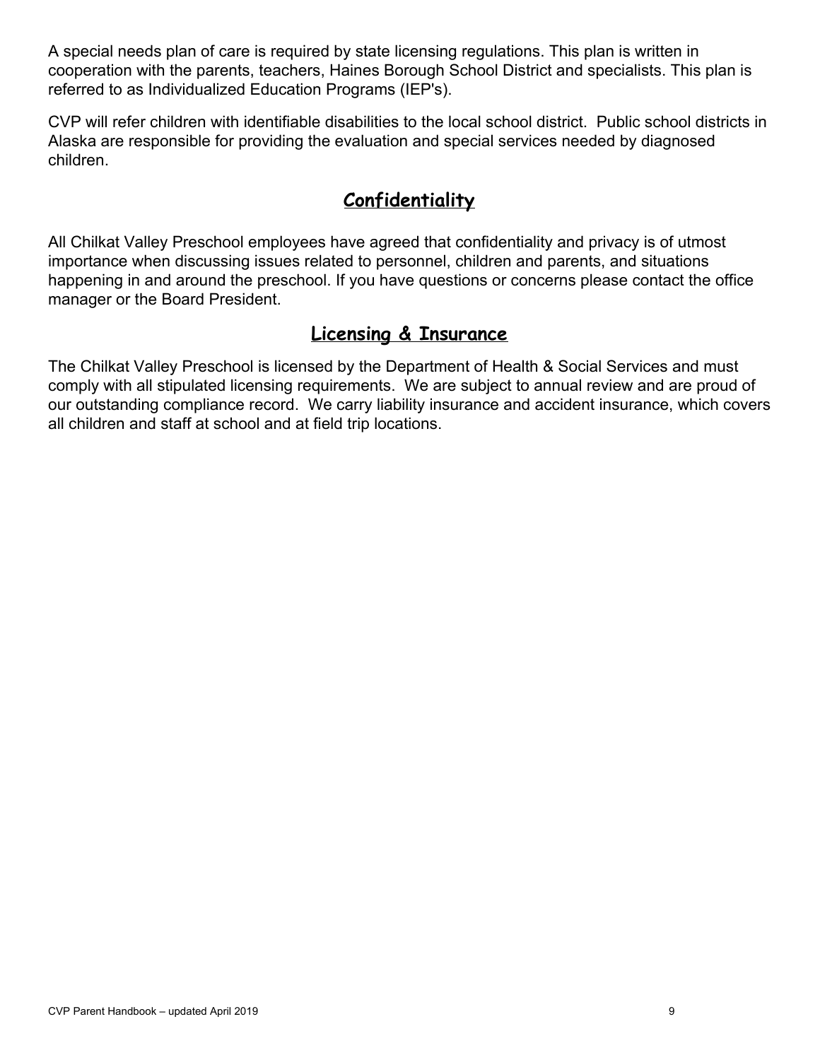A special needs plan of care is required by state licensing regulations. This plan is written in cooperation with the parents, teachers, Haines Borough School District and specialists. This plan is referred to as Individualized Education Programs (IEP's).

CVP will refer children with identifiable disabilities to the local school district. Public school districts in Alaska are responsible for providing the evaluation and special services needed by diagnosed children.

## Confidentiality

All Chilkat Valley Preschool employees have agreed that confidentiality and privacy is of utmost importance when discussing issues related to personnel, children and parents, and situations happening in and around the preschool. If you have questions or concerns please contact the office manager or the Board President.

## Licensing & Insurance

The Chilkat Valley Preschool is licensed by the Department of Health & Social Services and must comply with all stipulated licensing requirements. We are subject to annual review and are proud of our outstanding compliance record. We carry liability insurance and accident insurance, which covers all children and staff at school and at field trip locations.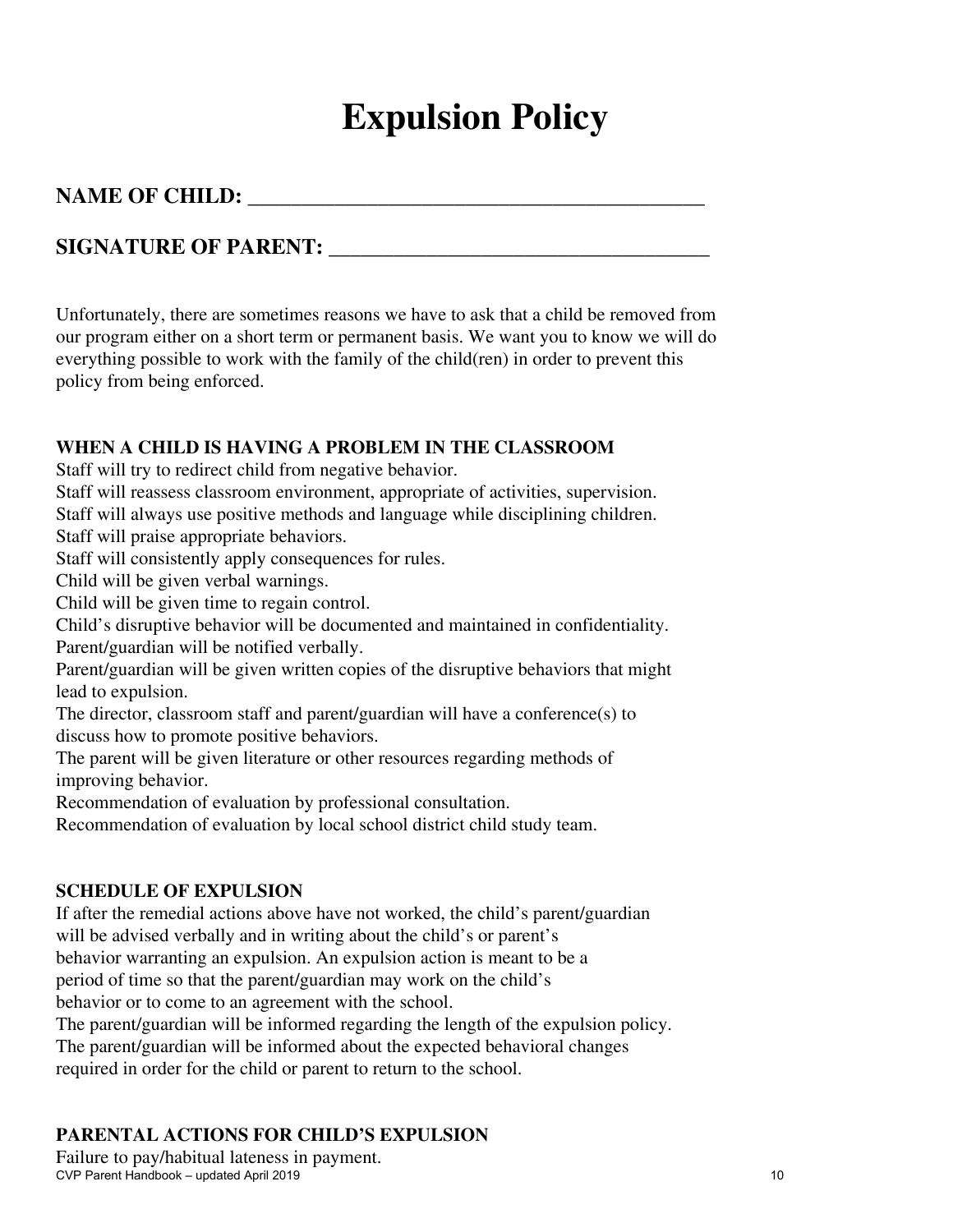# Expulsion Policy

**NAME OF CHILD: ___________________________________________**

**SIGNATURE OF PARENT: ____________________________________**

Unfortunately, there are sometimes reasons we have to ask that a child be removed from our program either on a short term or permanent basis. We want you to know we will do everything possible to work with the family of the child(ren) in order to prevent this policy from being enforced.

**WHEN A CHILD IS HAVING A PROBLEM IN THE CLASSROOM**

Staff will try to redirect child from negative behavior.
Staff will reassess classroom environment, appropriate of activities, supervision.
Staff will always use positive methods and language while disciplining children.
Staff will praise appropriate behaviors.
Staff will consistently apply consequences for rules.
Child will be given verbal warnings.
Child will be given time to regain control.
Child's disruptive behavior will be documented and maintained in confidentiality.
Parent/guardian will be notified verbally.
Parent/guardian will be given written copies of the disruptive behaviors that might lead to expulsion.
The director, classroom staff and parent/guardian will have a conference(s) to discuss how to promote positive behaviors.
The parent will be given literature or other resources regarding methods of improving behavior.
Recommendation of evaluation by professional consultation.
Recommendation of evaluation by local school district child study team.

**SCHEDULE OF EXPULSION**

If after the remedial actions above have not worked, the child's parent/guardian will be advised verbally and in writing about the child's or parent's behavior warranting an expulsion. An expulsion action is meant to be a period of time so that the parent/guardian may work on the child's behavior or to come to an agreement with the school.
The parent/guardian will be informed regarding the length of the expulsion policy.
The parent/guardian will be informed about the expected behavioral changes required in order for the child or parent to return to the school.

**PARENTAL ACTIONS FOR CHILD'S EXPULSION**

Failure to pay/habitual lateness in payment.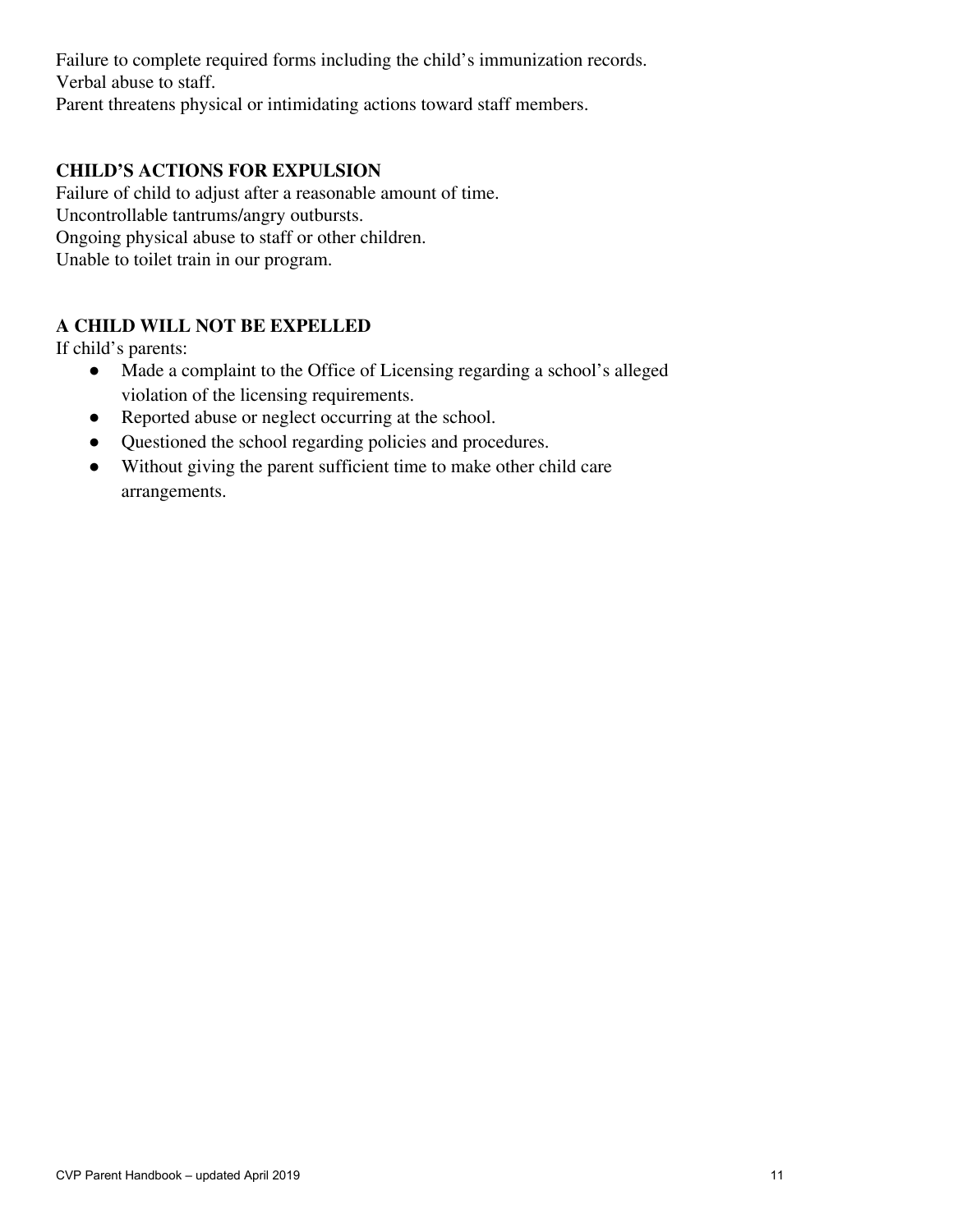Failure to complete required forms including the child's immunization records.
Verbal abuse to staff.
Parent threatens physical or intimidating actions toward staff members.

**CHILD'S ACTIONS FOR EXPULSION**

Failure of child to adjust after a reasonable amount of time.
Uncontrollable tantrums/angry outbursts.
Ongoing physical abuse to staff or other children.
Unable to toilet train in our program.

**A CHILD WILL NOT BE EXPELLED**

If child's parents:

- Made a complaint to the Office of Licensing regarding a school's alleged violation of the licensing requirements.
- Reported abuse or neglect occurring at the school.
- Questioned the school regarding policies and procedures.
- Without giving the parent sufficient time to make other child care arrangements.